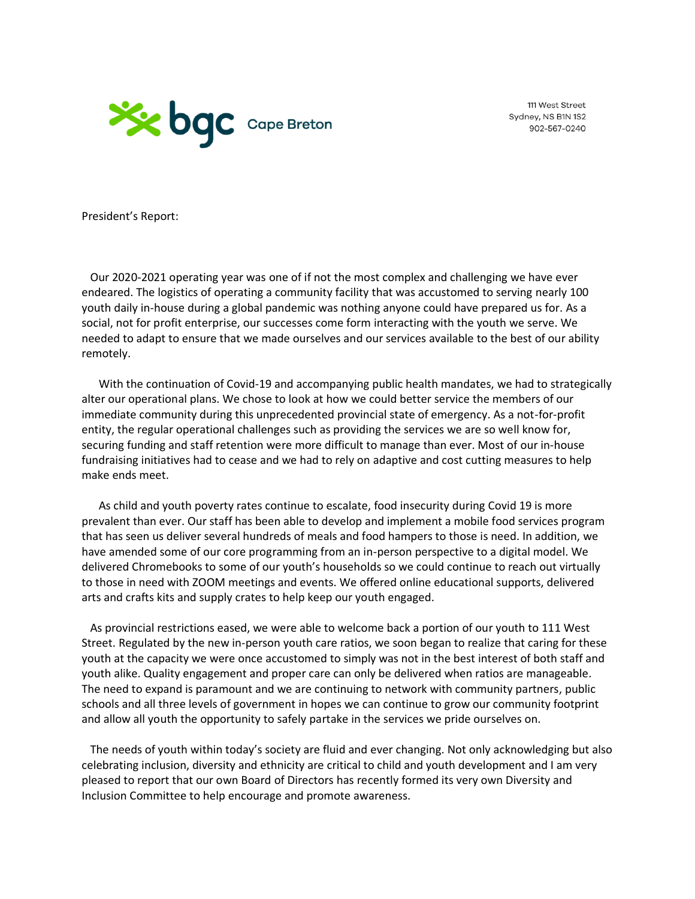bgc Cape Breton

111 West Street
Sydney, NS B1N 1S2
902-567-0240

President's Report:

Our 2020-2021 operating year was one of if not the most complex and challenging we have ever endeared. The logistics of operating a community facility that was accustomed to serving nearly 100 youth daily in-house during a global pandemic was nothing anyone could have prepared us for. As a social, not for profit enterprise, our successes come form interacting with the youth we serve. We needed to adapt to ensure that we made ourselves and our services available to the best of our ability remotely.

With the continuation of Covid-19 and accompanying public health mandates, we had to strategically alter our operational plans. We chose to look at how we could better service the members of our immediate community during this unprecedented provincial state of emergency. As a not-for-profit entity, the regular operational challenges such as providing the services we are so well know for, securing funding and staff retention were more difficult to manage than ever. Most of our in-house fundraising initiatives had to cease and we had to rely on adaptive and cost cutting measures to help make ends meet.

As child and youth poverty rates continue to escalate, food insecurity during Covid 19 is more prevalent than ever. Our staff has been able to develop and implement a mobile food services program that has seen us deliver several hundreds of meals and food hampers to those is need. In addition, we have amended some of our core programming from an in-person perspective to a digital model. We delivered Chromebooks to some of our youth's households so we could continue to reach out virtually to those in need with ZOOM meetings and events. We offered online educational supports, delivered arts and crafts kits and supply crates to help keep our youth engaged.

As provincial restrictions eased, we were able to welcome back a portion of our youth to 111 West Street. Regulated by the new in-person youth care ratios, we soon began to realize that caring for these youth at the capacity we were once accustomed to simply was not in the best interest of both staff and youth alike. Quality engagement and proper care can only be delivered when ratios are manageable. The need to expand is paramount and we are continuing to network with community partners, public schools and all three levels of government in hopes we can continue to grow our community footprint and allow all youth the opportunity to safely partake in the services we pride ourselves on.

The needs of youth within today's society are fluid and ever changing. Not only acknowledging but also celebrating inclusion, diversity and ethnicity are critical to child and youth development and I am very pleased to report that our own Board of Directors has recently formed its very own Diversity and Inclusion Committee to help encourage and promote awareness.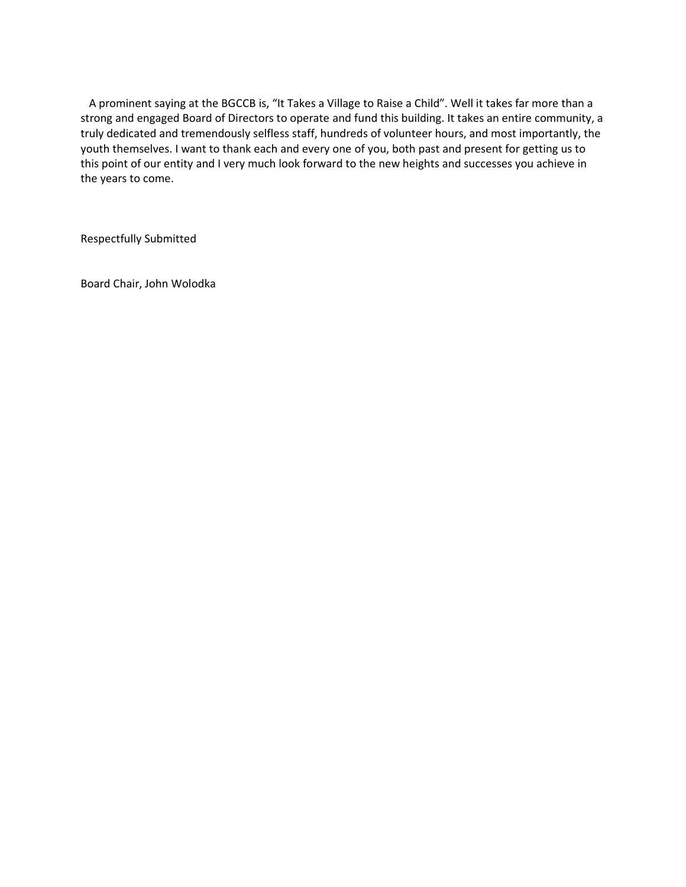A prominent saying at the BGCCB is, “It Takes a Village to Raise a Child”. Well it takes far more than a strong and engaged Board of Directors to operate and fund this building. It takes an entire community, a truly dedicated and tremendously selfless staff, hundreds of volunteer hours, and most importantly, the youth themselves. I want to thank each and every one of you, both past and present for getting us to this point of our entity and I very much look forward to the new heights and successes you achieve in the years to come.

Respectfully Submitted

Board Chair, John Wolodka